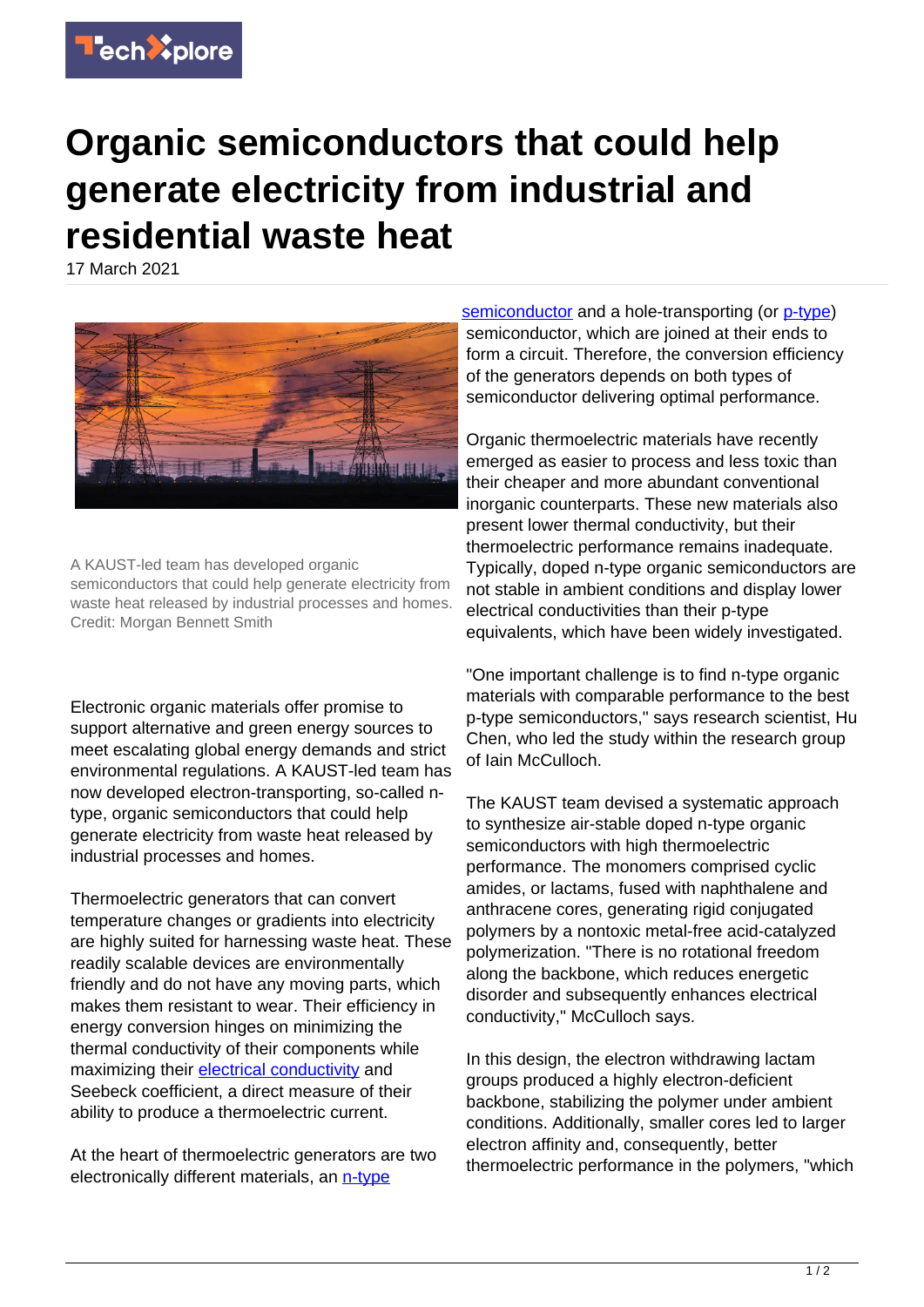# Organic semiconductors that could help generate electricity from industrial and residential waste heat

17 March 2021

A KAUST-led team has developed organic semiconductors that could help generate electricity from waste heat released by industrial processes and homes. Credit: Morgan Bennett Smith

Electronic organic materials offer promise to support alternative and green energy sources to meet escalating global energy demands and strict environmental regulations. A KAUST-led team has now developed electron-transporting, so-called n-type, organic semiconductors that could help generate electricity from waste heat released by industrial processes and homes.

Thermoelectric generators that can convert temperature changes or gradients into electricity are highly suited for harnessing waste heat. These readily scalable devices are environmentally friendly and do not have any moving parts, which makes them resistant to wear. Their efficiency in energy conversion hinges on minimizing the thermal conductivity of their components while maximizing their electrical conductivity and Seebeck coefficient, a direct measure of their ability to produce a thermoelectric current.

At the heart of thermoelectric generators are two electronically different materials, an n-type semiconductor and a hole-transporting (or p-type) semiconductor, which are joined at their ends to form a circuit. Therefore, the conversion efficiency of the generators depends on both types of semiconductor delivering optimal performance.

Organic thermoelectric materials have recently emerged as easier to process and less toxic than their cheaper and more abundant conventional inorganic counterparts. These new materials also present lower thermal conductivity, but their thermoelectric performance remains inadequate. Typically, doped n-type organic semiconductors are not stable in ambient conditions and display lower electrical conductivities than their p-type equivalents, which have been widely investigated.

"One important challenge is to find n-type organic materials with comparable performance to the best p-type semiconductors," says research scientist, Hu Chen, who led the study within the research group of Iain McCulloch.

The KAUST team devised a systematic approach to synthesize air-stable doped n-type organic semiconductors with high thermoelectric performance. The monomers comprised cyclic amides, or lactams, fused with naphthalene and anthracene cores, generating rigid conjugated polymers by a nontoxic metal-free acid-catalyzed polymerization. "There is no rotational freedom along the backbone, which reduces energetic disorder and subsequently enhances electrical conductivity," McCulloch says.

In this design, the electron withdrawing lactam groups produced a highly electron-deficient backbone, stabilizing the polymer under ambient conditions. Additionally, smaller cores led to larger electron affinity and, consequently, better thermoelectric performance in the polymers, "which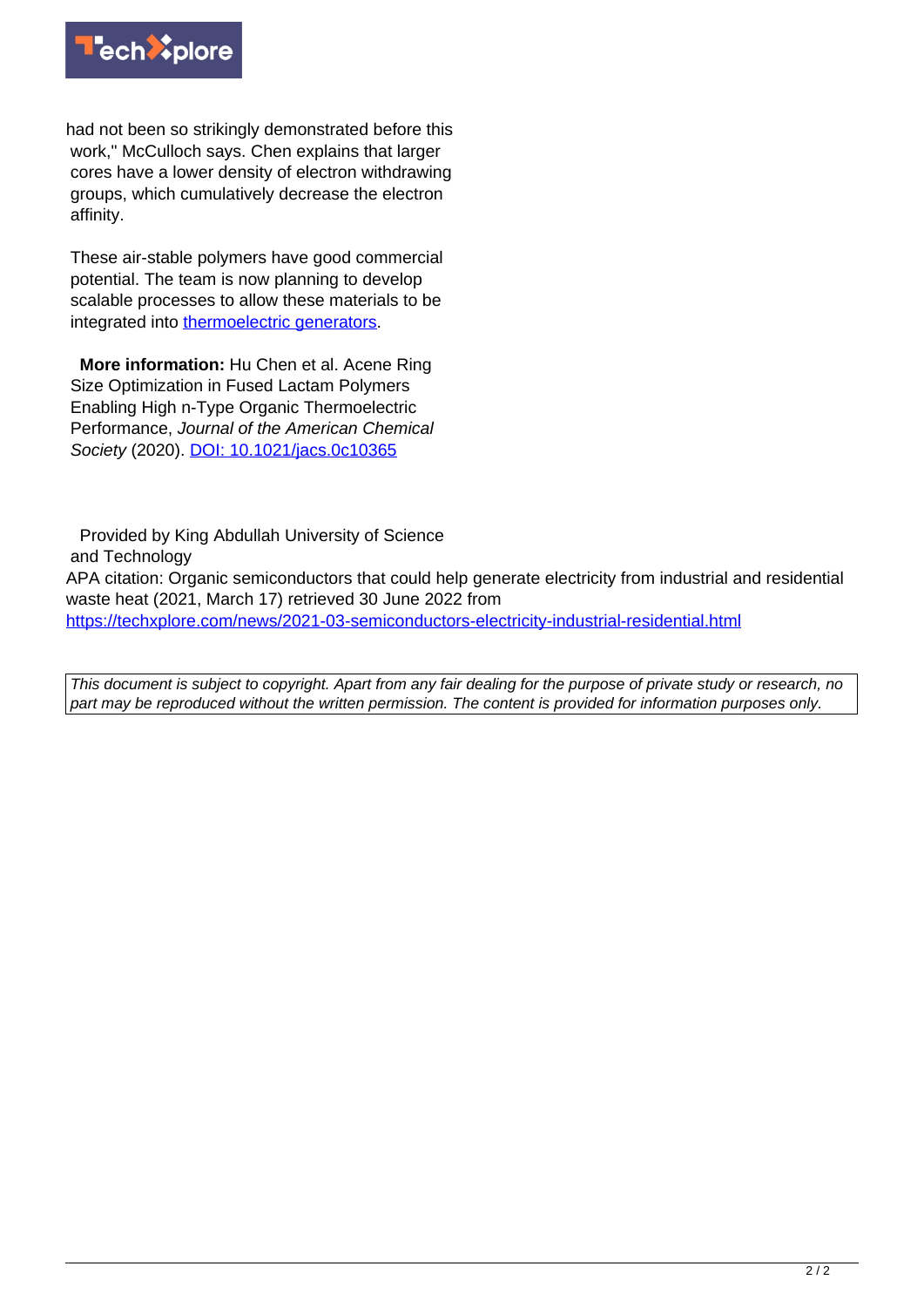had not been so strikingly demonstrated before this work," McCulloch says. Chen explains that larger cores have a lower density of electron withdrawing groups, which cumulatively decrease the electron affinity.

These air-stable polymers have good commercial potential. The team is now planning to develop scalable processes to allow these materials to be integrated into [thermoelectric generators](https://techxplore.com/tags/thermoelectric+generators/).

**More information:** Hu Chen et al. Acene Ring Size Optimization in Fused Lactam Polymers Enabling High n-Type Organic Thermoelectric Performance, *Journal of the American Chemical Society* (2020). [DOI: 10.1021/jacs.0c10365](http://dx.doi.org/10.1021/jacs.0c10365)

Provided by King Abdullah University of Science and Technology

APA citation: Organic semiconductors that could help generate electricity from industrial and residential waste heat (2021, March 17) retrieved 30 June 2022 from https://techxplore.com/news/2021-03-semiconductors-electricity-industrial-residential.html

*This document is subject to copyright. Apart from any fair dealing for the purpose of private study or research, no part may be reproduced without the written permission. The content is provided for information purposes only.*